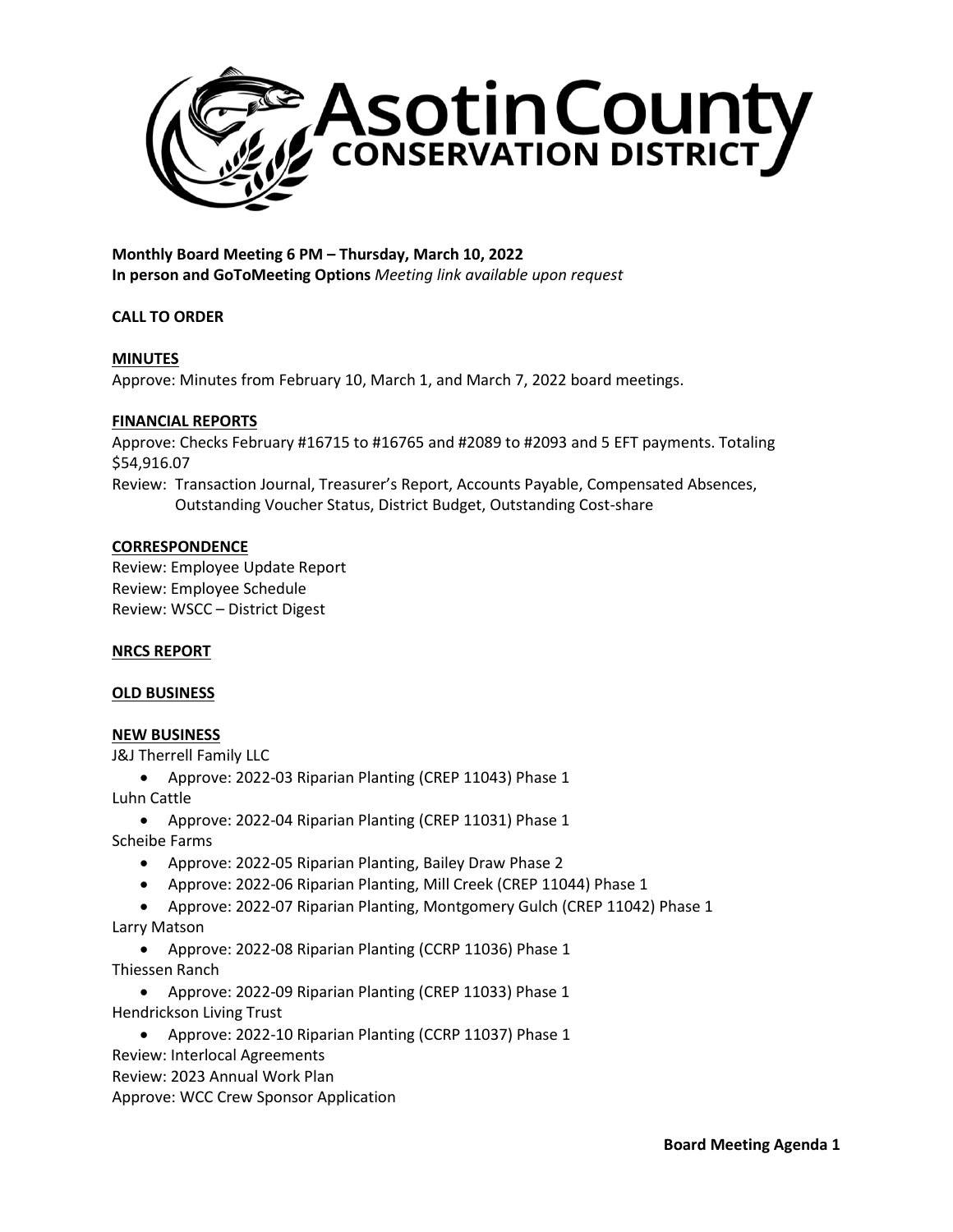# Asotin County CONSERVATION DISTRICT

**Monthly Board Meeting 6 PM – Thursday, March 10, 2022**
**In person and GoToMeeting Options** *Meeting link available upon request*

**CALL TO ORDER**

**MINUTES**

Approve: Minutes from February 10, March 1, and March 7, 2022 board meetings.

**FINANCIAL REPORTS**

Approve: Checks February #16715 to #16765 and #2089 to #2093 and 5 EFT payments. Totaling $54,916.07

Review: Transaction Journal, Treasurer's Report, Accounts Payable, Compensated Absences, Outstanding Voucher Status, District Budget, Outstanding Cost-share

**CORRESPONDENCE**

Review: Employee Update Report
Review: Employee Schedule
Review: WSCC – District Digest

**NRCS REPORT**

**OLD BUSINESS**

**NEW BUSINESS**

J&J Therrell Family LLC

- Approve: 2022-03 Riparian Planting (CREP 11043) Phase 1

Luhn Cattle

- Approve: 2022-04 Riparian Planting (CREP 11031) Phase 1

Scheibe Farms

- Approve: 2022-05 Riparian Planting, Bailey Draw Phase 2
- Approve: 2022-06 Riparian Planting, Mill Creek (CREP 11044) Phase 1
- Approve: 2022-07 Riparian Planting, Montgomery Gulch (CREP 11042) Phase 1

Larry Matson

- Approve: 2022-08 Riparian Planting (CCRP 11036) Phase 1

Thiessen Ranch

- Approve: 2022-09 Riparian Planting (CREP 11033) Phase 1

Hendrickson Living Trust

- Approve: 2022-10 Riparian Planting (CCRP 11037) Phase 1

Review: Interlocal Agreements
Review: 2023 Annual Work Plan
Approve: WCC Crew Sponsor Application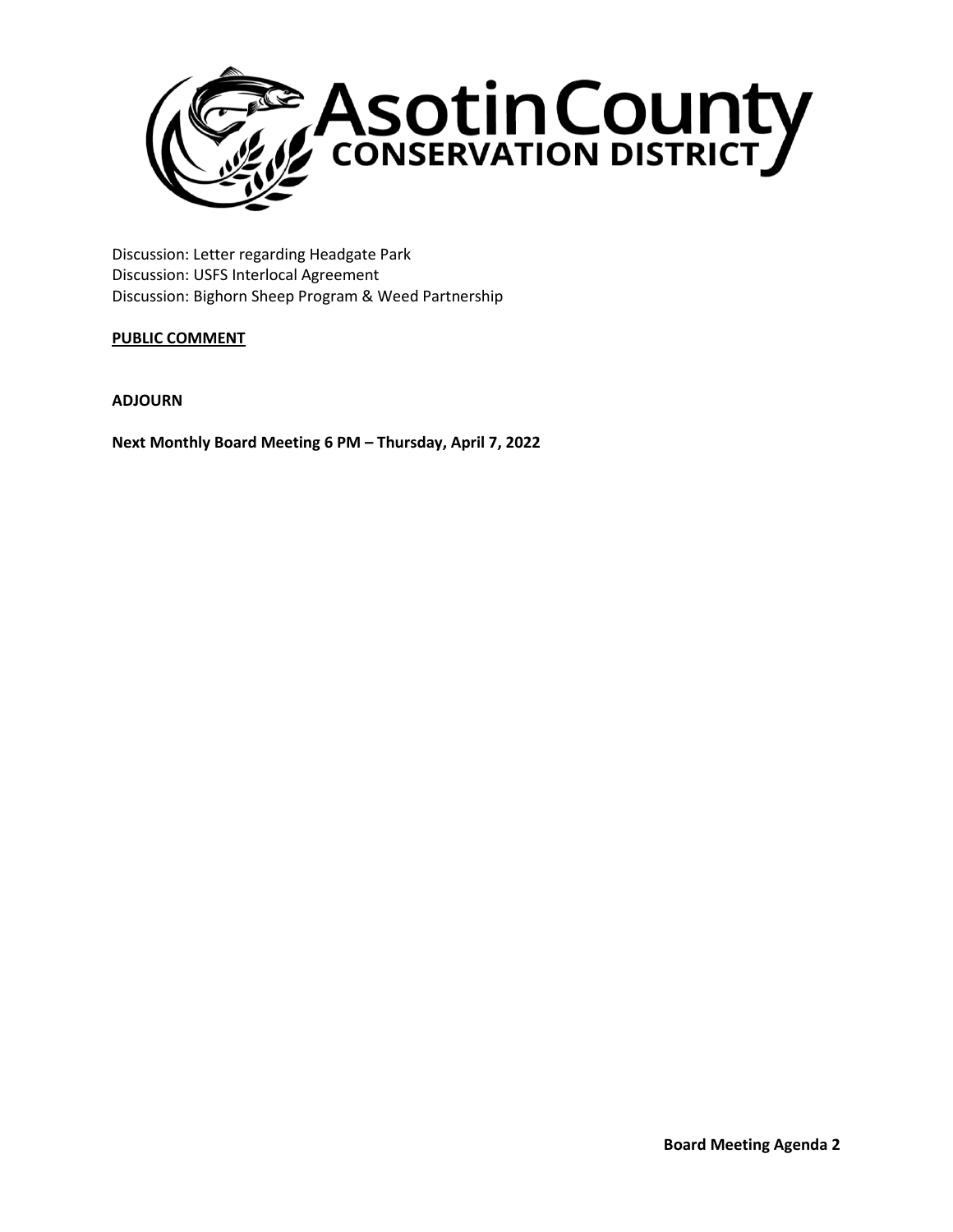Discussion: Letter regarding Headgate Park
Discussion: USFS Interlocal Agreement
Discussion: Bighorn Sheep Program & Weed Partnership

**PUBLIC COMMENT**

**ADJOURN**

**Next Monthly Board Meeting 6 PM – Thursday, April 7, 2022**